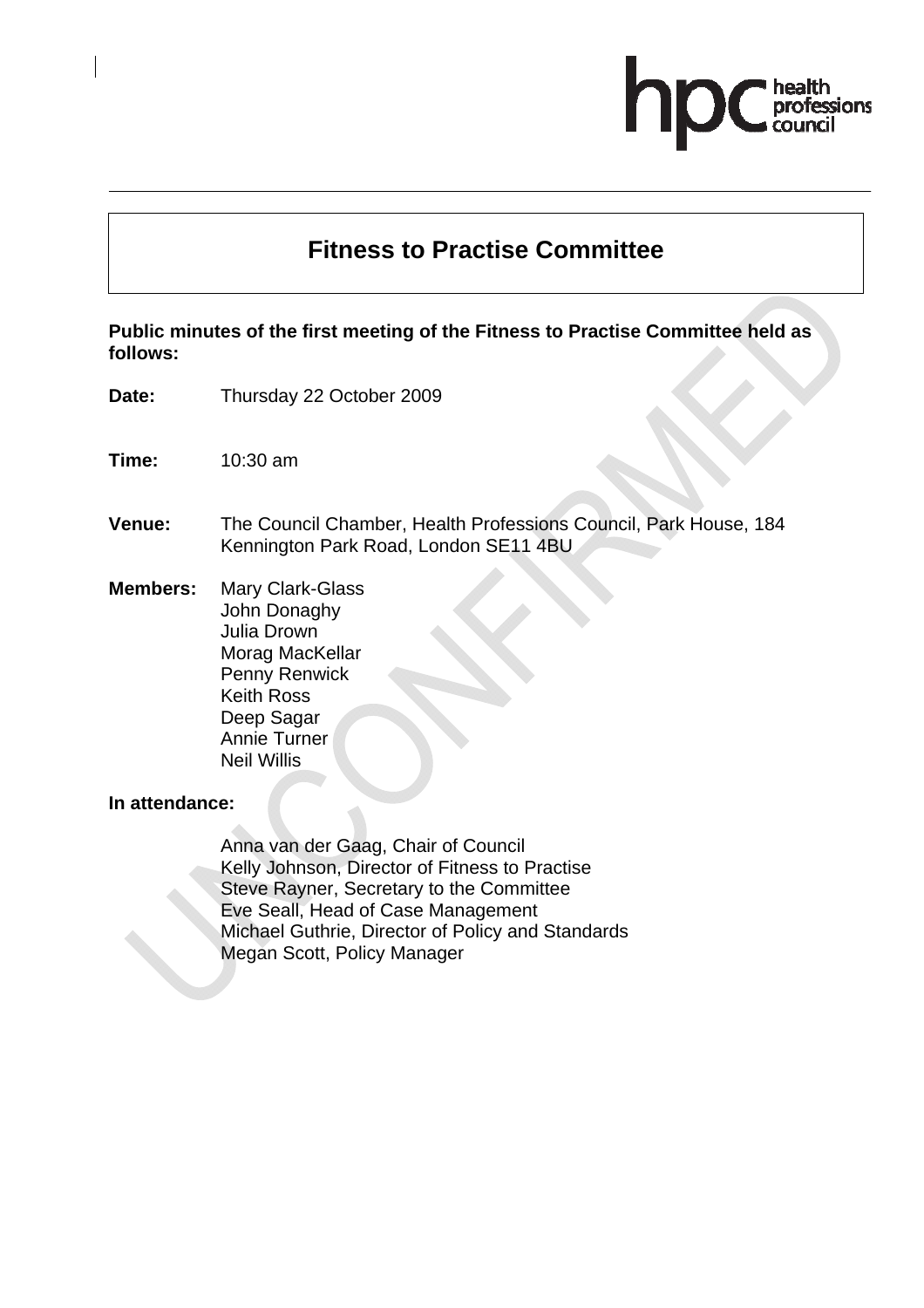# Fitness to Practise Committee

**Public minutes of the first meeting of the Fitness to Practise Committee held as follows:**

**Date:** Thursday 22 October 2009

**Time:** 10:30 am

**Venue:** The Council Chamber, Health Professions Council, Park House, 184 Kennington Park Road, London SE11 4BU

**Members:**
Mary Clark-Glass
John Donaghy
Julia Drown
Morag MacKellar
Penny Renwick
Keith Ross
Deep Sagar
Annie Turner
Neil Willis

**In attendance:**

Anna van der Gaag, Chair of Council
Kelly Johnson, Director of Fitness to Practise
Steve Rayner, Secretary to the Committee
Eve Seall, Head of Case Management
Michael Guthrie, Director of Policy and Standards
Megan Scott, Policy Manager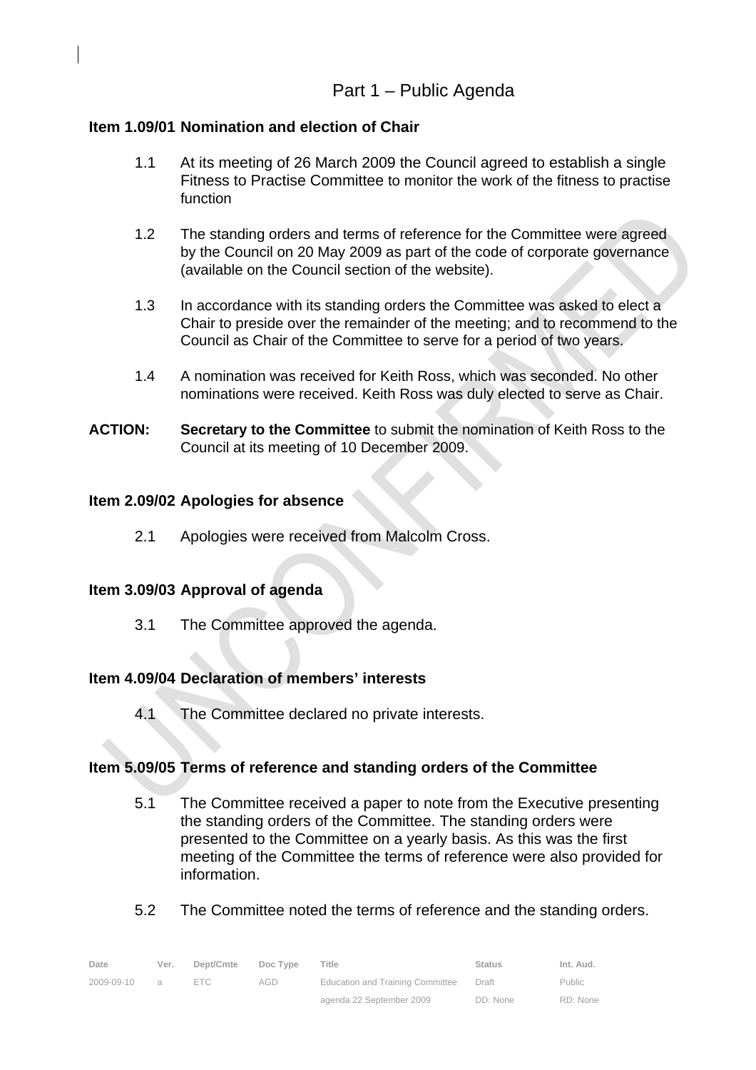# Part 1 – Public Agenda

**Item 1.09/01 Nomination and election of Chair**

1.1 At its meeting of 26 March 2009 the Council agreed to establish a single Fitness to Practise Committee to monitor the work of the fitness to practise function

1.2 The standing orders and terms of reference for the Committee were agreed by the Council on 20 May 2009 as part of the code of corporate governance (available on the Council section of the website).

1.3 In accordance with its standing orders the Committee was asked to elect a Chair to preside over the remainder of the meeting; and to recommend to the Council as Chair of the Committee to serve for a period of two years.

1.4 A nomination was received for Keith Ross, which was seconded. No other nominations were received. Keith Ross was duly elected to serve as Chair.

**ACTION:** **Secretary to the Committee** to submit the nomination of Keith Ross to the Council at its meeting of 10 December 2009.

**Item 2.09/02 Apologies for absence**

2.1 Apologies were received from Malcolm Cross.

**Item 3.09/03 Approval of agenda**

3.1 The Committee approved the agenda.

**Item 4.09/04 Declaration of members' interests**

4.1 The Committee declared no private interests.

**Item 5.09/05 Terms of reference and standing orders of the Committee**

5.1 The Committee received a paper to note from the Executive presenting the standing orders of the Committee. The standing orders were presented to the Committee on a yearly basis. As this was the first meeting of the Committee the terms of reference were also provided for information.

5.2 The Committee noted the terms of reference and the standing orders.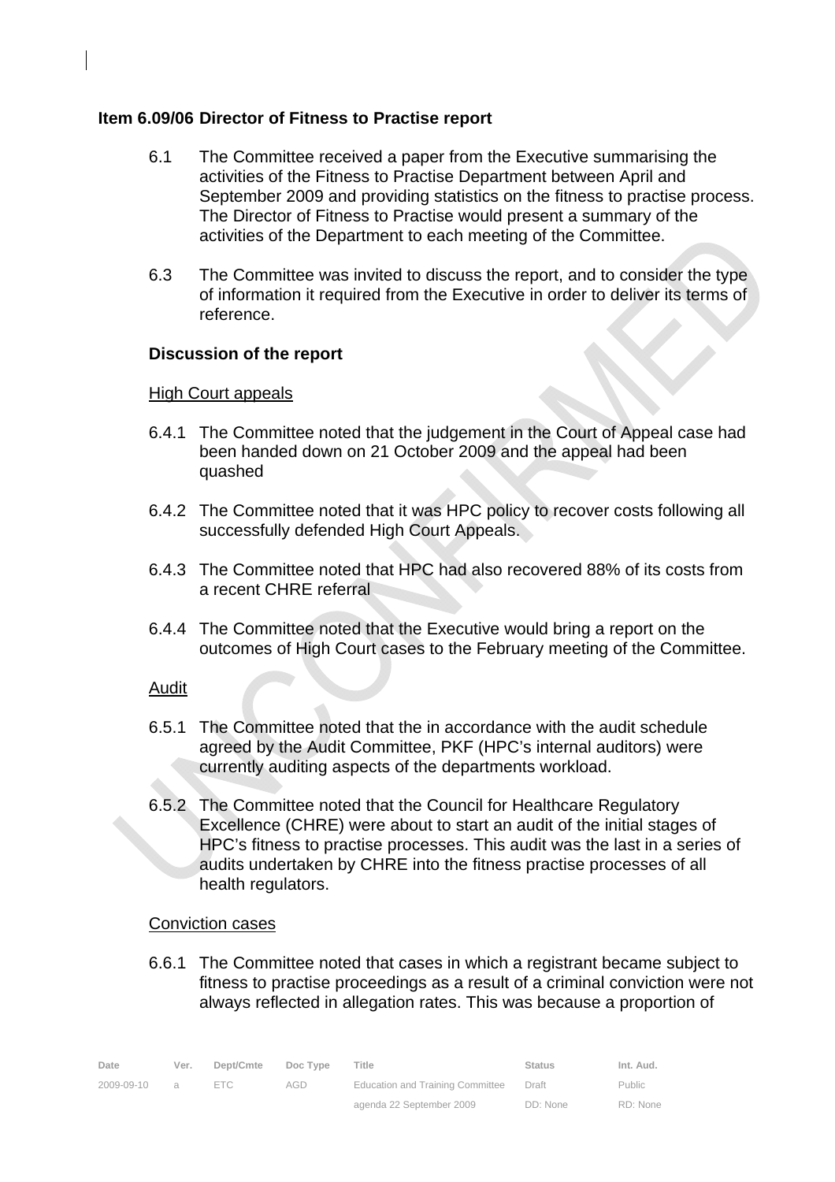**Item 6.09/06 Director of Fitness to Practise report**

6.1 The Committee received a paper from the Executive summarising the activities of the Fitness to Practise Department between April and September 2009 and providing statistics on the fitness to practise process. The Director of Fitness to Practise would present a summary of the activities of the Department to each meeting of the Committee.

6.3 The Committee was invited to discuss the report, and to consider the type of information it required from the Executive in order to deliver its terms of reference.

**Discussion of the report**

High Court appeals

6.4.1 The Committee noted that the judgement in the Court of Appeal case had been handed down on 21 October 2009 and the appeal had been quashed

6.4.2 The Committee noted that it was HPC policy to recover costs following all successfully defended High Court Appeals.

6.4.3 The Committee noted that HPC had also recovered 88% of its costs from a recent CHRE referral

6.4.4 The Committee noted that the Executive would bring a report on the outcomes of High Court cases to the February meeting of the Committee.

Audit

6.5.1 The Committee noted that the in accordance with the audit schedule agreed by the Audit Committee, PKF (HPC's internal auditors) were currently auditing aspects of the departments workload.

6.5.2 The Committee noted that the Council for Healthcare Regulatory Excellence (CHRE) were about to start an audit of the initial stages of HPC's fitness to practise processes. This audit was the last in a series of audits undertaken by CHRE into the fitness practise processes of all health regulators.

Conviction cases

6.6.1 The Committee noted that cases in which a registrant became subject to fitness to practise proceedings as a result of a criminal conviction were not always reflected in allegation rates. This was because a proportion of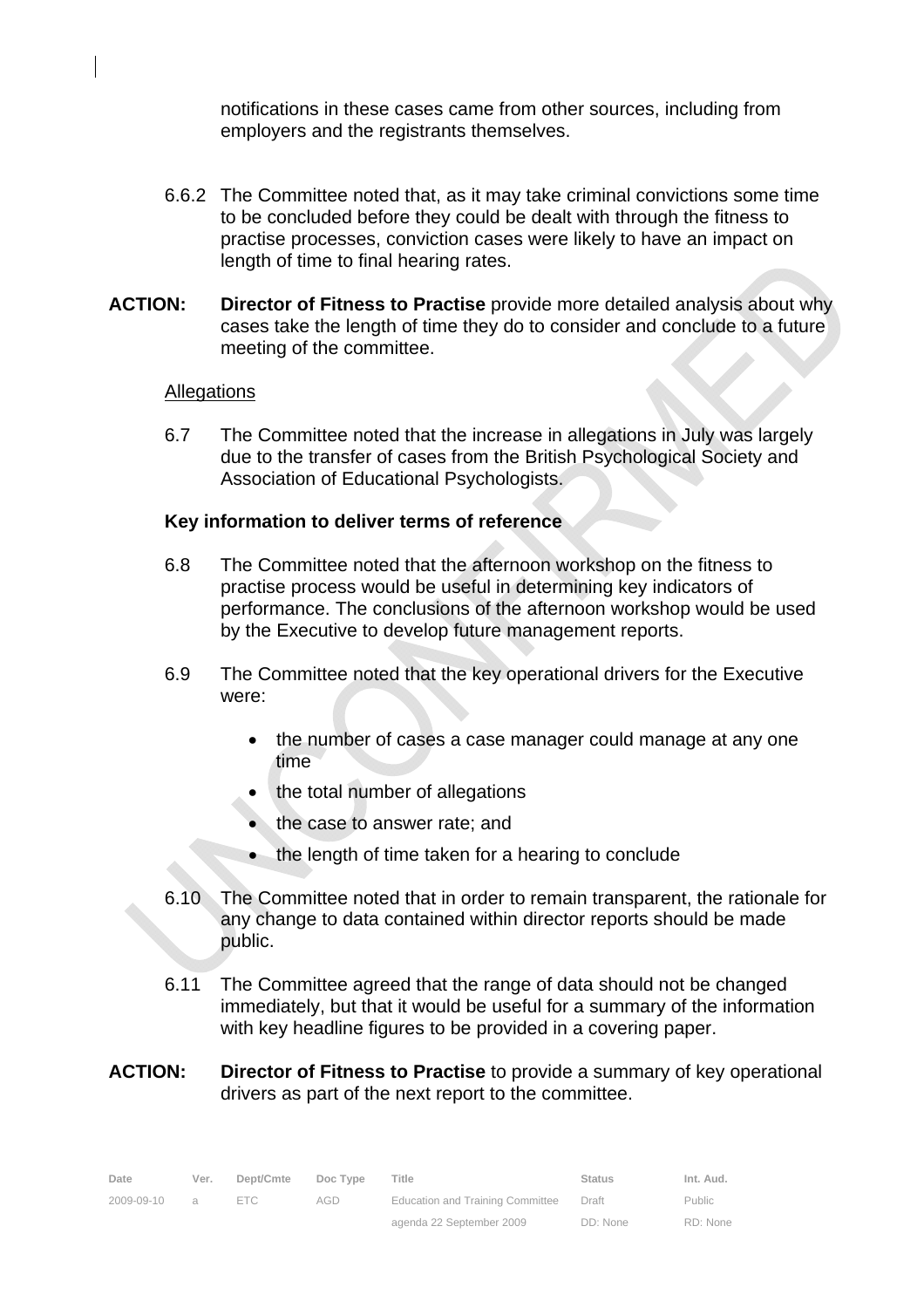notifications in these cases came from other sources, including from employers and the registrants themselves.

6.6.2 The Committee noted that, as it may take criminal convictions some time to be concluded before they could be dealt with through the fitness to practise processes, conviction cases were likely to have an impact on length of time to final hearing rates.

**ACTION:** **Director of Fitness to Practise** provide more detailed analysis about why cases take the length of time they do to consider and conclude to a future meeting of the committee.

Allegations

6.7 The Committee noted that the increase in allegations in July was largely due to the transfer of cases from the British Psychological Society and Association of Educational Psychologists.

**Key information to deliver terms of reference**

6.8 The Committee noted that the afternoon workshop on the fitness to practise process would be useful in determining key indicators of performance. The conclusions of the afternoon workshop would be used by the Executive to develop future management reports.

6.9 The Committee noted that the key operational drivers for the Executive were:

- the number of cases a case manager could manage at any one time
- the total number of allegations
- the case to answer rate; and
- the length of time taken for a hearing to conclude

6.10 The Committee noted that in order to remain transparent, the rationale for any change to data contained within director reports should be made public.

6.11 The Committee agreed that the range of data should not be changed immediately, but that it would be useful for a summary of the information with key headline figures to be provided in a covering paper.

**ACTION:** **Director of Fitness to Practise** to provide a summary of key operational drivers as part of the next report to the committee.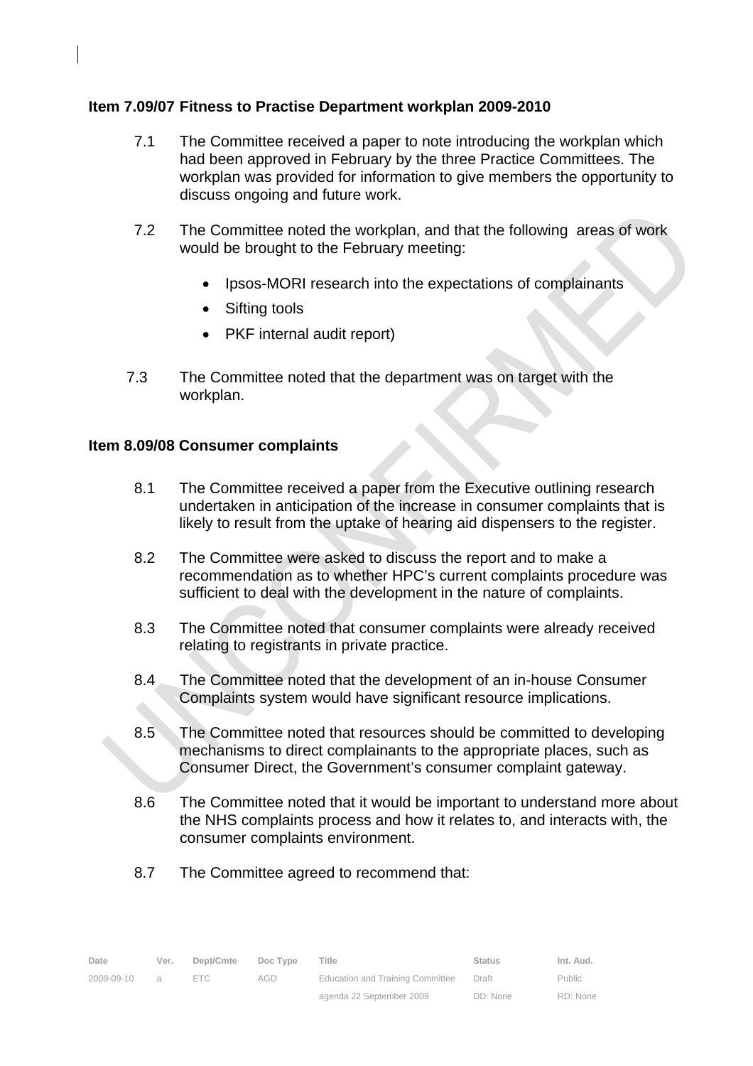**Item 7.09/07 Fitness to Practise Department workplan 2009-2010**

7.1 The Committee received a paper to note introducing the workplan which had been approved in February by the three Practice Committees. The workplan was provided for information to give members the opportunity to discuss ongoing and future work.

7.2 The Committee noted the workplan, and that the following areas of work would be brought to the February meeting:

- Ipsos-MORI research into the expectations of complainants
- Sifting tools
- PKF internal audit report)

7.3 The Committee noted that the department was on target with the workplan.

**Item 8.09/08 Consumer complaints**

8.1 The Committee received a paper from the Executive outlining research undertaken in anticipation of the increase in consumer complaints that is likely to result from the uptake of hearing aid dispensers to the register.

8.2 The Committee were asked to discuss the report and to make a recommendation as to whether HPC's current complaints procedure was sufficient to deal with the development in the nature of complaints.

8.3 The Committee noted that consumer complaints were already received relating to registrants in private practice.

8.4 The Committee noted that the development of an in-house Consumer Complaints system would have significant resource implications.

8.5 The Committee noted that resources should be committed to developing mechanisms to direct complainants to the appropriate places, such as Consumer Direct, the Government's consumer complaint gateway.

8.6 The Committee noted that it would be important to understand more about the NHS complaints process and how it relates to, and interacts with, the consumer complaints environment.

8.7 The Committee agreed to recommend that: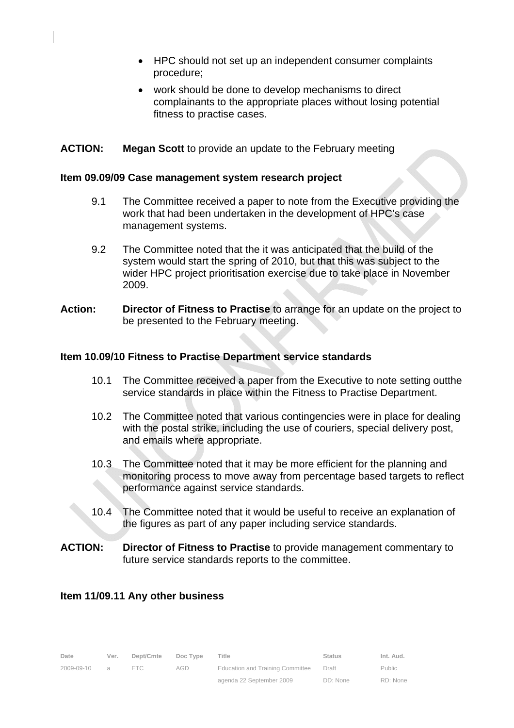- HPC should not set up an independent consumer complaints procedure;
- work should be done to develop mechanisms to direct complainants to the appropriate places without losing potential fitness to practise cases.

**ACTION:** **Megan Scott** to provide an update to the February meeting

**Item 09.09/09 Case management system research project**

9.1 The Committee received a paper to note from the Executive providing the work that had been undertaken in the development of HPC's case management systems.

9.2 The Committee noted that the it was anticipated that the build of the system would start the spring of 2010, but that this was subject to the wider HPC project prioritisation exercise due to take place in November 2009.

**Action:** **Director of Fitness to Practise** to arrange for an update on the project to be presented to the February meeting.

**Item 10.09/10 Fitness to Practise Department service standards**

10.1 The Committee received a paper from the Executive to note setting outthe service standards in place within the Fitness to Practise Department.

10.2 The Committee noted that various contingencies were in place for dealing with the postal strike, including the use of couriers, special delivery post, and emails where appropriate.

10.3 The Committee noted that it may be more efficient for the planning and monitoring process to move away from percentage based targets to reflect performance against service standards.

10.4 The Committee noted that it would be useful to receive an explanation of the figures as part of any paper including service standards.

**ACTION:** **Director of Fitness to Practise** to provide management commentary to future service standards reports to the committee.

**Item 11/09.11 Any other business**

| Date | Ver. | Dept/Cmte | Doc Type | Title | Status | Int. Aud. |
|---|---|---|---|---|---|---|
| 2009-09-10 | a | ETC | AGD | Education and Training Committee agenda 22 September 2009 | Draft DD: None | Public RD: None |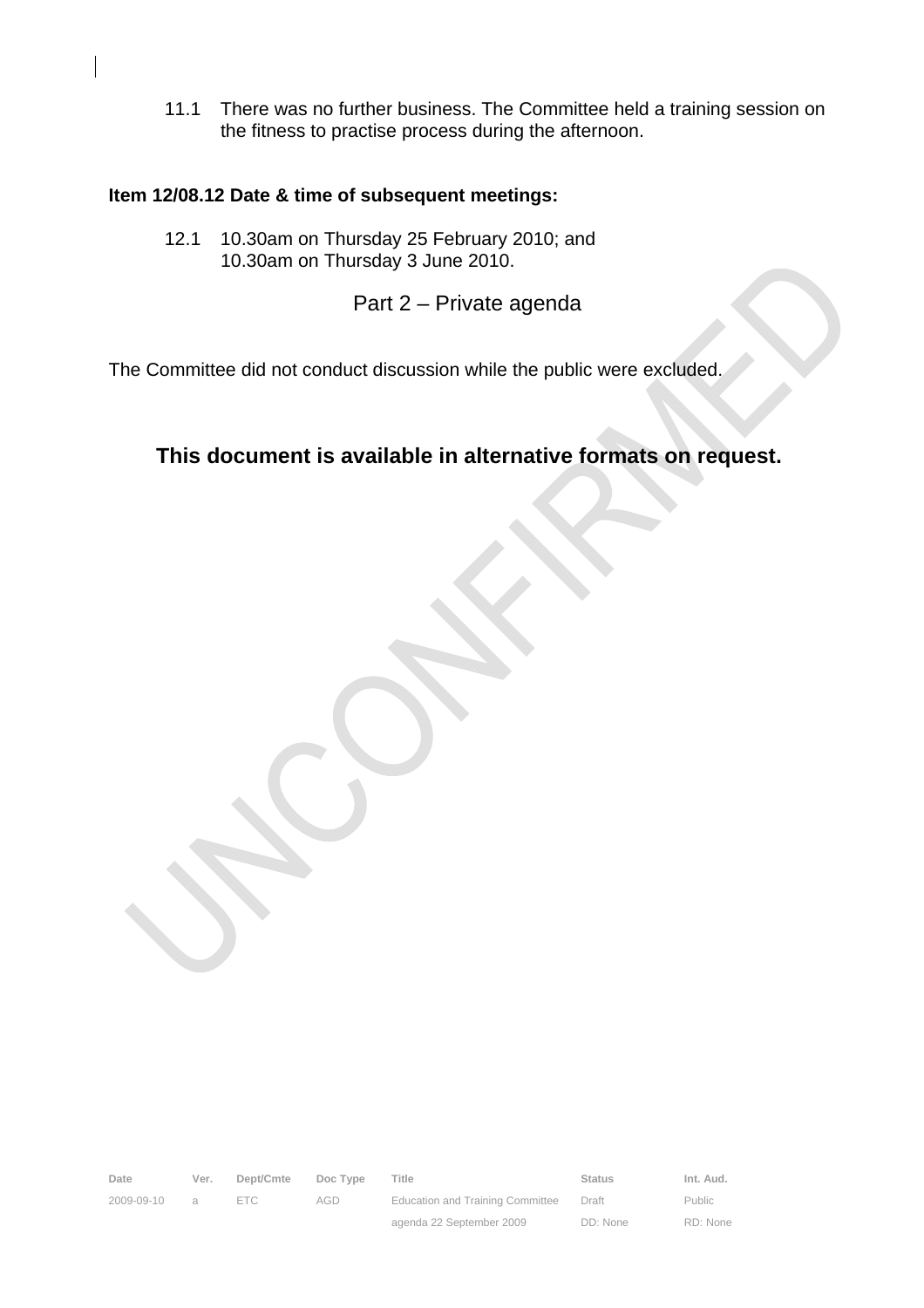11.1 There was no further business. The Committee held a training session on the fitness to practise process during the afternoon.

**Item 12/08.12 Date & time of subsequent meetings:**

12.1 10.30am on Thursday 25 February 2010; and
10.30am on Thursday 3 June 2010.

## Part 2 – Private agenda

The Committee did not conduct discussion while the public were excluded.

**This document is available in alternative formats on request.**